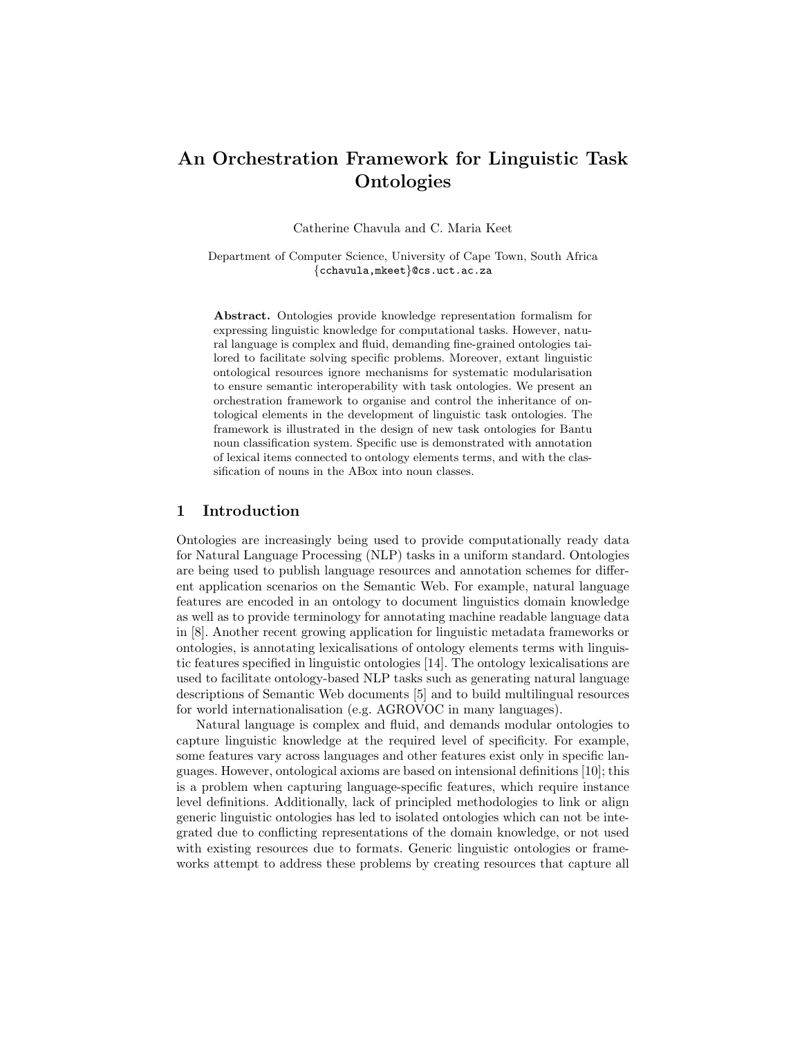# An Orchestration Framework for Linguistic Task Ontologies

Catherine Chavula and C. Maria Keet

Department of Computer Science, University of Cape Town, South Africa
{cchavula,mkeet}@cs.uct.ac.za

**Abstract.** Ontologies provide knowledge representation formalism for expressing linguistic knowledge for computational tasks. However, natural language is complex and fluid, demanding fine-grained ontologies tailored to facilitate solving specific problems. Moreover, extant linguistic ontological resources ignore mechanisms for systematic modularisation to ensure semantic interoperability with task ontologies. We present an orchestration framework to organise and control the inheritance of ontological elements in the development of linguistic task ontologies. The framework is illustrated in the design of new task ontologies for Bantu noun classification system. Specific use is demonstrated with annotation of lexical items connected to ontology elements terms, and with the classification of nouns in the ABox into noun classes.

## 1 Introduction

Ontologies are increasingly being used to provide computationally ready data for Natural Language Processing (NLP) tasks in a uniform standard. Ontologies are being used to publish language resources and annotation schemes for different application scenarios on the Semantic Web. For example, natural language features are encoded in an ontology to document linguistics domain knowledge as well as to provide terminology for annotating machine readable language data in [8]. Another recent growing application for linguistic metadata frameworks or ontologies, is annotating lexicalisations of ontology elements terms with linguistic features specified in linguistic ontologies [14]. The ontology lexicalisations are used to facilitate ontology-based NLP tasks such as generating natural language descriptions of Semantic Web documents [5] and to build multilingual resources for world internationalisation (e.g. AGROVOC in many languages).

Natural language is complex and fluid, and demands modular ontologies to capture linguistic knowledge at the required level of specificity. For example, some features vary across languages and other features exist only in specific languages. However, ontological axioms are based on intensional definitions [10]; this is a problem when capturing language-specific features, which require instance level definitions. Additionally, lack of principled methodologies to link or align generic linguistic ontologies has led to isolated ontologies which can not be integrated due to conflicting representations of the domain knowledge, or not used with existing resources due to formats. Generic linguistic ontologies or frameworks attempt to address these problems by creating resources that capture all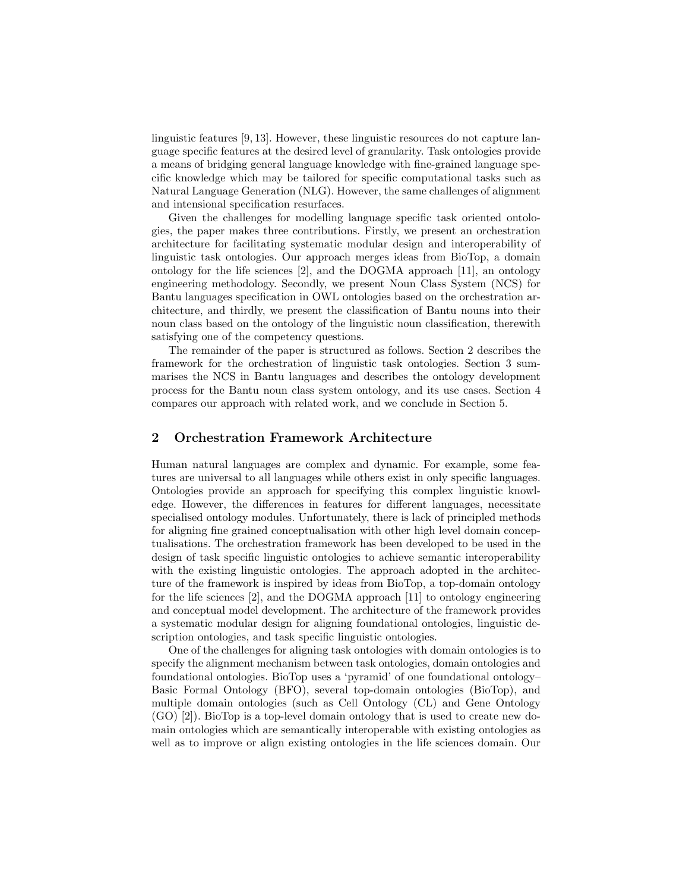linguistic features [9, 13]. However, these linguistic resources do not capture language specific features at the desired level of granularity. Task ontologies provide a means of bridging general language knowledge with fine-grained language specific knowledge which may be tailored for specific computational tasks such as Natural Language Generation (NLG). However, the same challenges of alignment and intensional specification resurfaces.

Given the challenges for modelling language specific task oriented ontologies, the paper makes three contributions. Firstly, we present an orchestration architecture for facilitating systematic modular design and interoperability of linguistic task ontologies. Our approach merges ideas from BioTop, a domain ontology for the life sciences [2], and the DOGMA approach [11], an ontology engineering methodology. Secondly, we present Noun Class System (NCS) for Bantu languages specification in OWL ontologies based on the orchestration architecture, and thirdly, we present the classification of Bantu nouns into their noun class based on the ontology of the linguistic noun classification, therewith satisfying one of the competency questions.

The remainder of the paper is structured as follows. Section 2 describes the framework for the orchestration of linguistic task ontologies. Section 3 summarises the NCS in Bantu languages and describes the ontology development process for the Bantu noun class system ontology, and its use cases. Section 4 compares our approach with related work, and we conclude in Section 5.

## 2 Orchestration Framework Architecture

Human natural languages are complex and dynamic. For example, some features are universal to all languages while others exist in only specific languages. Ontologies provide an approach for specifying this complex linguistic knowledge. However, the differences in features for different languages, necessitate specialised ontology modules. Unfortunately, there is lack of principled methods for aligning fine grained conceptualisation with other high level domain conceptualisations. The orchestration framework has been developed to be used in the design of task specific linguistic ontologies to achieve semantic interoperability with the existing linguistic ontologies. The approach adopted in the architecture of the framework is inspired by ideas from BioTop, a top-domain ontology for the life sciences [2], and the DOGMA approach [11] to ontology engineering and conceptual model development. The architecture of the framework provides a systematic modular design for aligning foundational ontologies, linguistic description ontologies, and task specific linguistic ontologies.

One of the challenges for aligning task ontologies with domain ontologies is to specify the alignment mechanism between task ontologies, domain ontologies and foundational ontologies. BioTop uses a 'pyramid' of one foundational ontology– Basic Formal Ontology (BFO), several top-domain ontologies (BioTop), and multiple domain ontologies (such as Cell Ontology (CL) and Gene Ontology (GO) [2]). BioTop is a top-level domain ontology that is used to create new domain ontologies which are semantically interoperable with existing ontologies as well as to improve or align existing ontologies in the life sciences domain. Our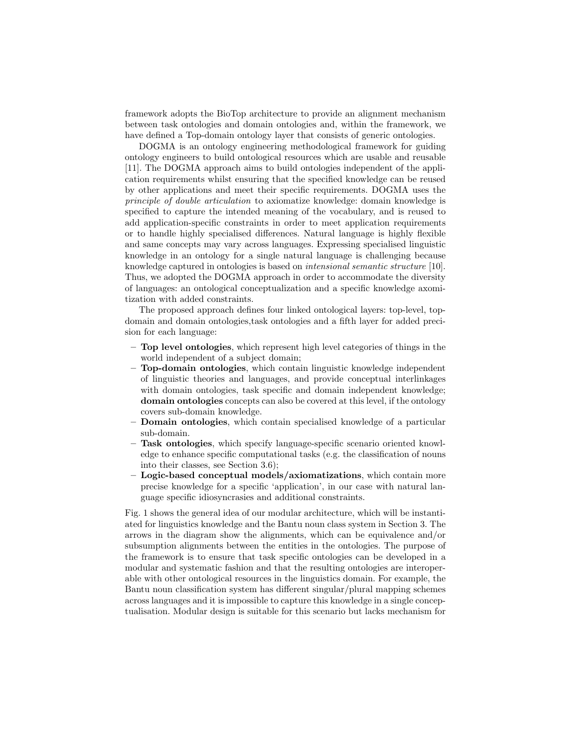framework adopts the BioTop architecture to provide an alignment mechanism between task ontologies and domain ontologies and, within the framework, we have defined a Top-domain ontology layer that consists of generic ontologies.

DOGMA is an ontology engineering methodological framework for guiding ontology engineers to build ontological resources which are usable and reusable [11]. The DOGMA approach aims to build ontologies independent of the application requirements whilst ensuring that the specified knowledge can be reused by other applications and meet their specific requirements. DOGMA uses the *principle of double articulation* to axiomatize knowledge: domain knowledge is specified to capture the intended meaning of the vocabulary, and is reused to add application-specific constraints in order to meet application requirements or to handle highly specialised differences. Natural language is highly flexible and same concepts may vary across languages. Expressing specialised linguistic knowledge in an ontology for a single natural language is challenging because knowledge captured in ontologies is based on *intensional semantic structure* [10]. Thus, we adopted the DOGMA approach in order to accommodate the diversity of languages: an ontological conceptualization and a specific knowledge axomitization with added constraints.

The proposed approach defines four linked ontological layers: top-level, top-domain and domain ontologies,task ontologies and a fifth layer for added precision for each language:

- **Top level ontologies**, which represent high level categories of things in the world independent of a subject domain;
- **Top-domain ontologies**, which contain linguistic knowledge independent of linguistic theories and languages, and provide conceptual interlinkages with domain ontologies, task specific and domain independent knowledge; **domain ontologies** concepts can also be covered at this level, if the ontology covers sub-domain knowledge.
- **Domain ontologies**, which contain specialised knowledge of a particular sub-domain.
- **Task ontologies**, which specify language-specific scenario oriented knowledge to enhance specific computational tasks (e.g. the classification of nouns into their classes, see Section 3.6);
- **Logic-based conceptual models/axiomatizations**, which contain more precise knowledge for a specific 'application', in our case with natural language specific idiosyncrasies and additional constraints.

Fig. 1 shows the general idea of our modular architecture, which will be instantiated for linguistics knowledge and the Bantu noun class system in Section 3. The arrows in the diagram show the alignments, which can be equivalence and/or subsumption alignments between the entities in the ontologies. The purpose of the framework is to ensure that task specific ontologies can be developed in a modular and systematic fashion and that the resulting ontologies are interoperable with other ontological resources in the linguistics domain. For example, the Bantu noun classification system has different singular/plural mapping schemes across languages and it is impossible to capture this knowledge in a single conceptualisation. Modular design is suitable for this scenario but lacks mechanism for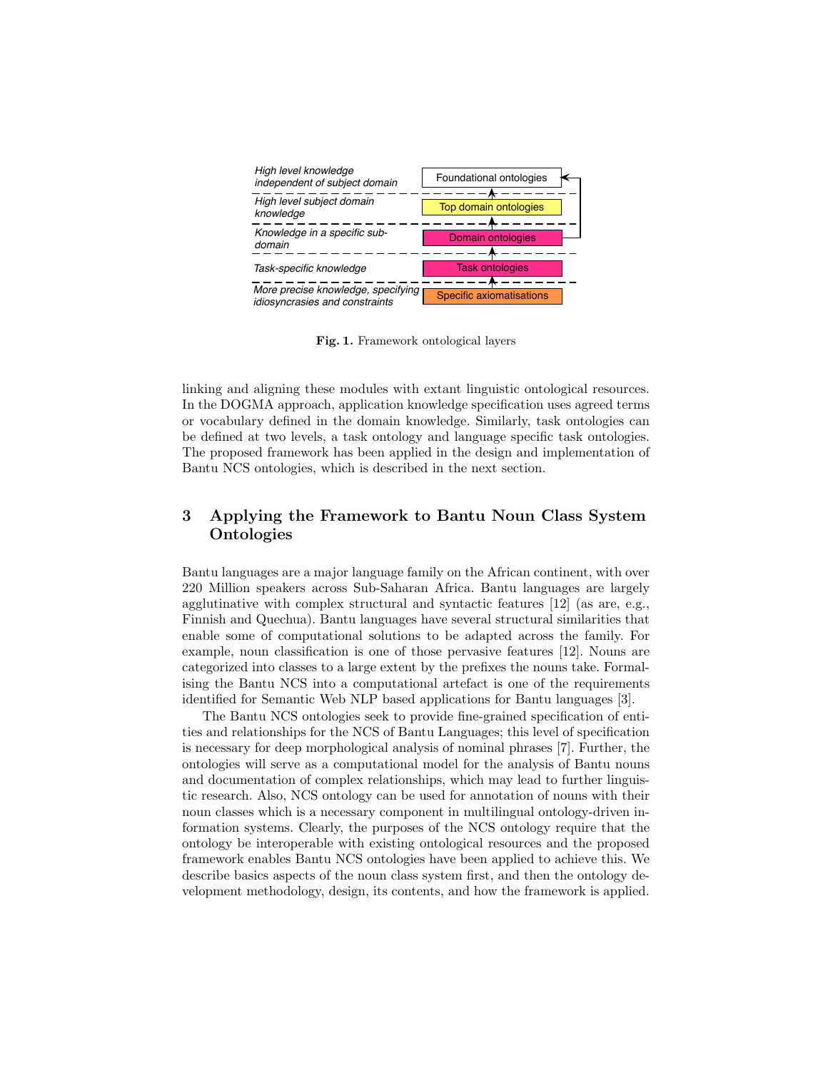| | |
|---|---|
| *High level knowledge independent of subject domain* | Foundational ontologies |
| *High level subject domain knowledge* | Top domain ontologies |
| *Knowledge in a specific sub-domain* | Domain ontologies |
| *Task-specific knowledge* | Task ontologies |
| *More precise knowledge, specifying idiosyncrasies and constraints* | Specific axiomatisations |

**Fig. 1.** Framework ontological layers

linking and aligning these modules with extant linguistic ontological resources. In the DOGMA approach, application knowledge specification uses agreed terms or vocabulary defined in the domain knowledge. Similarly, task ontologies can be defined at two levels, a task ontology and language specific task ontologies. The proposed framework has been applied in the design and implementation of Bantu NCS ontologies, which is described in the next section.

## 3 Applying the Framework to Bantu Noun Class System Ontologies

Bantu languages are a major language family on the African continent, with over 220 Million speakers across Sub-Saharan Africa. Bantu languages are largely agglutinative with complex structural and syntactic features [12] (as are, e.g., Finnish and Quechua). Bantu languages have several structural similarities that enable some of computational solutions to be adapted across the family. For example, noun classification is one of those pervasive features [12]. Nouns are categorized into classes to a large extent by the prefixes the nouns take. Formalising the Bantu NCS into a computational artefact is one of the requirements identified for Semantic Web NLP based applications for Bantu languages [3].

The Bantu NCS ontologies seek to provide fine-grained specification of entities and relationships for the NCS of Bantu Languages; this level of specification is necessary for deep morphological analysis of nominal phrases [7]. Further, the ontologies will serve as a computational model for the analysis of Bantu nouns and documentation of complex relationships, which may lead to further linguistic research. Also, NCS ontology can be used for annotation of nouns with their noun classes which is a necessary component in multilingual ontology-driven information systems. Clearly, the purposes of the NCS ontology require that the ontology be interoperable with existing ontological resources and the proposed framework enables Bantu NCS ontologies have been applied to achieve this. We describe basics aspects of the noun class system first, and then the ontology development methodology, design, its contents, and how the framework is applied.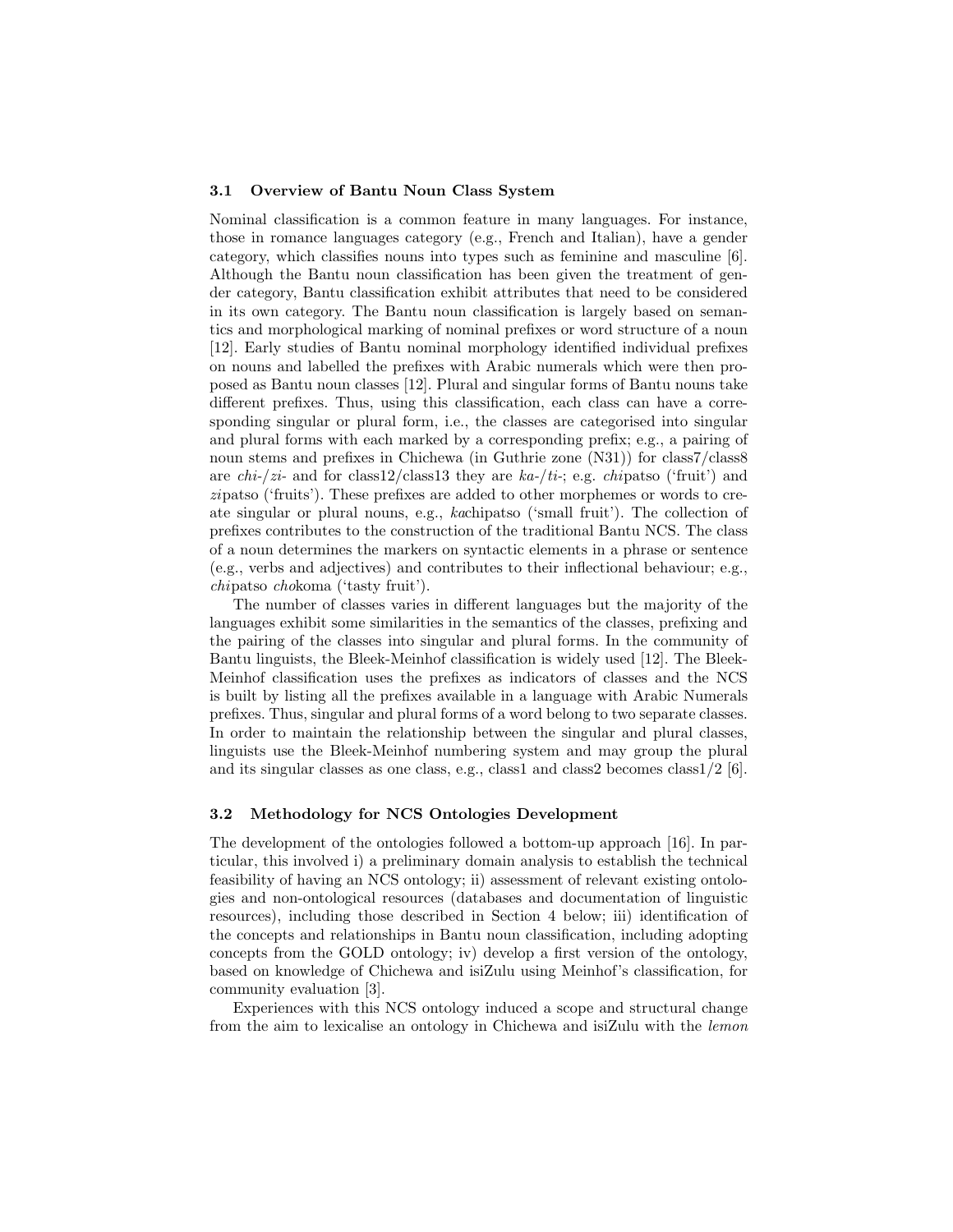### 3.1 Overview of Bantu Noun Class System

Nominal classification is a common feature in many languages. For instance, those in romance languages category (e.g., French and Italian), have a gender category, which classifies nouns into types such as feminine and masculine [6]. Although the Bantu noun classification has been given the treatment of gender category, Bantu classification exhibit attributes that need to be considered in its own category. The Bantu noun classification is largely based on semantics and morphological marking of nominal prefixes or word structure of a noun [12]. Early studies of Bantu nominal morphology identified individual prefixes on nouns and labelled the prefixes with Arabic numerals which were then proposed as Bantu noun classes [12]. Plural and singular forms of Bantu nouns take different prefixes. Thus, using this classification, each class can have a corresponding singular or plural form, i.e., the classes are categorised into singular and plural forms with each marked by a corresponding prefix; e.g., a pairing of noun stems and prefixes in Chichewa (in Guthrie zone (N31)) for class7/class8 are *chi-*/*zi-* and for class12/class13 they are *ka-*/*ti-*; e.g. *chi*patso ('fruit') and *zi*patso ('fruits'). These prefixes are added to other morphemes or words to create singular or plural nouns, e.g., *ka*chipatso ('small fruit'). The collection of prefixes contributes to the construction of the traditional Bantu NCS. The class of a noun determines the markers on syntactic elements in a phrase or sentence (e.g., verbs and adjectives) and contributes to their inflectional behaviour; e.g., *chi*patso *cho*koma ('tasty fruit').

The number of classes varies in different languages but the majority of the languages exhibit some similarities in the semantics of the classes, prefixing and the pairing of the classes into singular and plural forms. In the community of Bantu linguists, the Bleek-Meinhof classification is widely used [12]. The Bleek-Meinhof classification uses the prefixes as indicators of classes and the NCS is built by listing all the prefixes available in a language with Arabic Numerals prefixes. Thus, singular and plural forms of a word belong to two separate classes. In order to maintain the relationship between the singular and plural classes, linguists use the Bleek-Meinhof numbering system and may group the plural and its singular classes as one class, e.g., class1 and class2 becomes class1/2 [6].

### 3.2 Methodology for NCS Ontologies Development

The development of the ontologies followed a bottom-up approach [16]. In particular, this involved i) a preliminary domain analysis to establish the technical feasibility of having an NCS ontology; ii) assessment of relevant existing ontologies and non-ontological resources (databases and documentation of linguistic resources), including those described in Section 4 below; iii) identification of the concepts and relationships in Bantu noun classification, including adopting concepts from the GOLD ontology; iv) develop a first version of the ontology, based on knowledge of Chichewa and isiZulu using Meinhof's classification, for community evaluation [3].

Experiences with this NCS ontology induced a scope and structural change from the aim to lexicalise an ontology in Chichewa and isiZulu with the *lemon*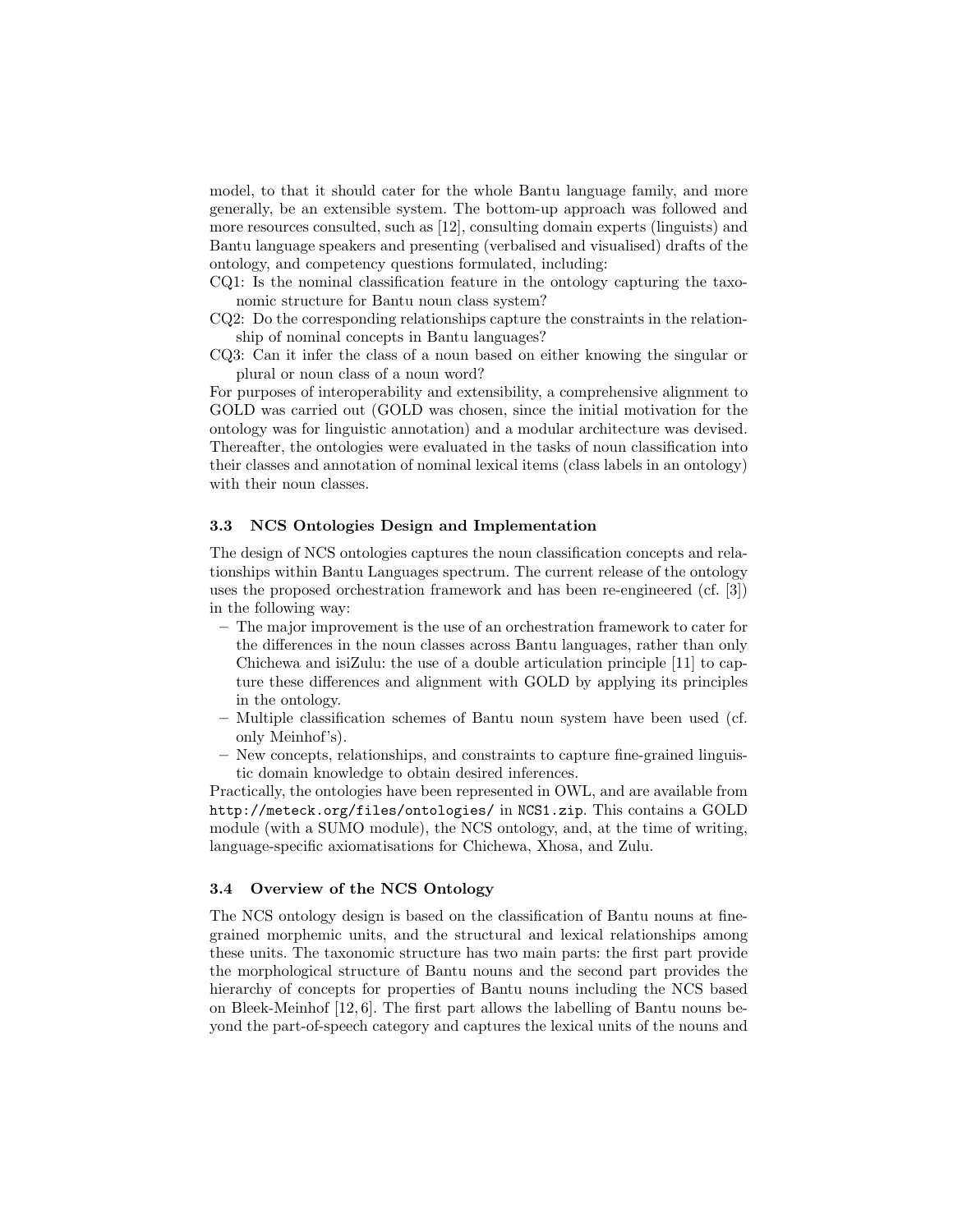model, to that it should cater for the whole Bantu language family, and more generally, be an extensible system. The bottom-up approach was followed and more resources consulted, such as [12], consulting domain experts (linguists) and Bantu language speakers and presenting (verbalised and visualised) drafts of the ontology, and competency questions formulated, including:

CQ1: Is the nominal classification feature in the ontology capturing the taxonomic structure for Bantu noun class system?

CQ2: Do the corresponding relationships capture the constraints in the relationship of nominal concepts in Bantu languages?

CQ3: Can it infer the class of a noun based on either knowing the singular or plural or noun class of a noun word?

For purposes of interoperability and extensibility, a comprehensive alignment to GOLD was carried out (GOLD was chosen, since the initial motivation for the ontology was for linguistic annotation) and a modular architecture was devised. Thereafter, the ontologies were evaluated in the tasks of noun classification into their classes and annotation of nominal lexical items (class labels in an ontology) with their noun classes.

### 3.3 NCS Ontologies Design and Implementation

The design of NCS ontologies captures the noun classification concepts and relationships within Bantu Languages spectrum. The current release of the ontology uses the proposed orchestration framework and has been re-engineered (cf. [3]) in the following way:

- The major improvement is the use of an orchestration framework to cater for the differences in the noun classes across Bantu languages, rather than only Chichewa and isiZulu: the use of a double articulation principle [11] to capture these differences and alignment with GOLD by applying its principles in the ontology.
- Multiple classification schemes of Bantu noun system have been used (cf. only Meinhof's).
- New concepts, relationships, and constraints to capture fine-grained linguistic domain knowledge to obtain desired inferences.

Practically, the ontologies have been represented in OWL, and are available from `http://meteck.org/files/ontologies/` in `NCS1.zip`. This contains a GOLD module (with a SUMO module), the NCS ontology, and, at the time of writing, language-specific axiomatisations for Chichewa, Xhosa, and Zulu.

### 3.4 Overview of the NCS Ontology

The NCS ontology design is based on the classification of Bantu nouns at fine-grained morphemic units, and the structural and lexical relationships among these units. The taxonomic structure has two main parts: the first part provide the morphological structure of Bantu nouns and the second part provides the hierarchy of concepts for properties of Bantu nouns including the NCS based on Bleek-Meinhof [12, 6]. The first part allows the labelling of Bantu nouns beyond the part-of-speech category and captures the lexical units of the nouns and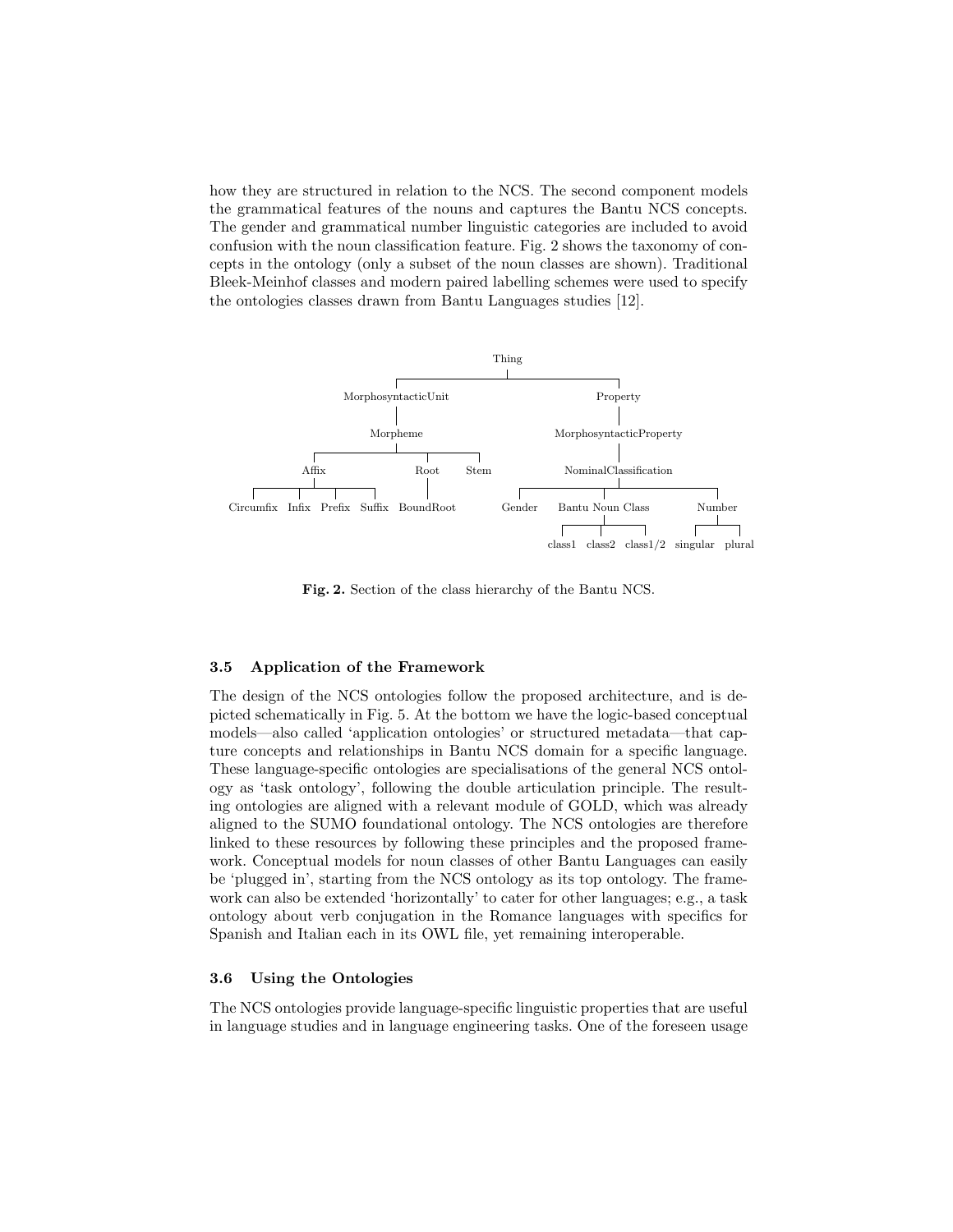how they are structured in relation to the NCS. The second component models the grammatical features of the nouns and captures the Bantu NCS concepts. The gender and grammatical number linguistic categories are included to avoid confusion with the noun classification feature. Fig. 2 shows the taxonomy of concepts in the ontology (only a subset of the noun classes are shown). Traditional Bleek-Meinhof classes and modern paired labelling schemes were used to specify the ontologies classes drawn from Bantu Languages studies [12].

```
Thing
├── MorphosyntacticUnit
│   └── Morpheme
│       ├── Affix
│       │   ├── Circumfix
│       │   ├── Infix
│       │   ├── Prefix
│       │   └── Suffix
│       ├── Root
│       │   └── BoundRoot
│       └── Stem
└── Property
    └── MorphosyntacticProperty
        └── NominalClassification
            ├── Gender
            ├── Bantu Noun Class
            │   ├── class1
            │   ├── class2
            │   └── class1/2
            └── Number
                ├── singular
                └── plural
```

**Fig. 2.** Section of the class hierarchy of the Bantu NCS.

### 3.5 Application of the Framework

The design of the NCS ontologies follow the proposed architecture, and is depicted schematically in Fig. 5. At the bottom we have the logic-based conceptual models—also called 'application ontologies' or structured metadata—that capture concepts and relationships in Bantu NCS domain for a specific language. These language-specific ontologies are specialisations of the general NCS ontology as 'task ontology', following the double articulation principle. The resulting ontologies are aligned with a relevant module of GOLD, which was already aligned to the SUMO foundational ontology. The NCS ontologies are therefore linked to these resources by following these principles and the proposed framework. Conceptual models for noun classes of other Bantu Languages can easily be 'plugged in', starting from the NCS ontology as its top ontology. The framework can also be extended 'horizontally' to cater for other languages; e.g., a task ontology about verb conjugation in the Romance languages with specifics for Spanish and Italian each in its OWL file, yet remaining interoperable.

### 3.6 Using the Ontologies

The NCS ontologies provide language-specific linguistic properties that are useful in language studies and in language engineering tasks. One of the foreseen usage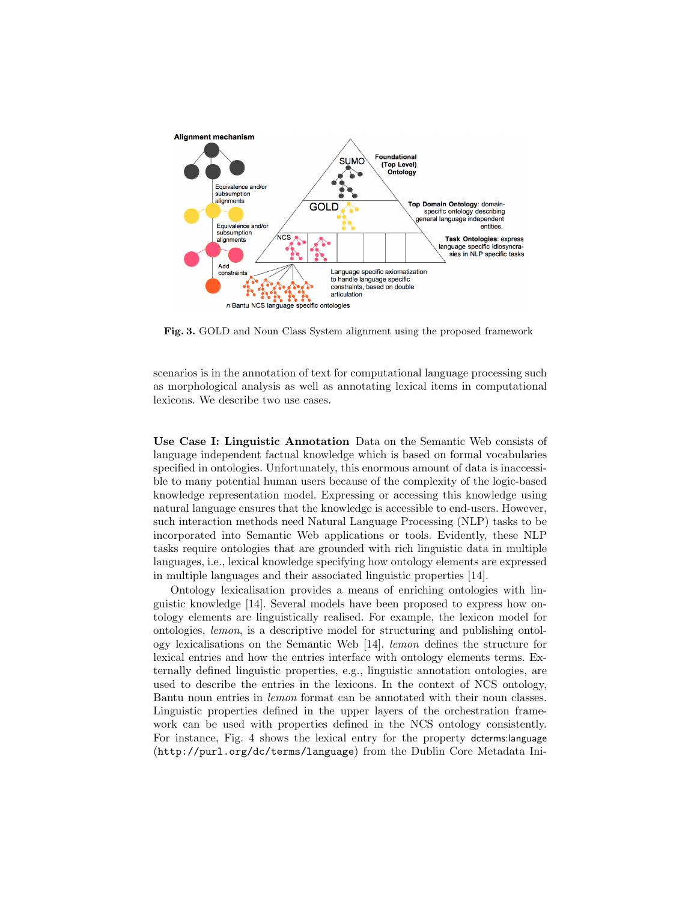**Fig. 3.** GOLD and Noun Class System alignment using the proposed framework

scenarios is in the annotation of text for computational language processing such as morphological analysis as well as annotating lexical items in computational lexicons. We describe two use cases.

**Use Case I: Linguistic Annotation** Data on the Semantic Web consists of language independent factual knowledge which is based on formal vocabularies specified in ontologies. Unfortunately, this enormous amount of data is inaccessible to many potential human users because of the complexity of the logic-based knowledge representation model. Expressing or accessing this knowledge using natural language ensures that the knowledge is accessible to end-users. However, such interaction methods need Natural Language Processing (NLP) tasks to be incorporated into Semantic Web applications or tools. Evidently, these NLP tasks require ontologies that are grounded with rich linguistic data in multiple languages, i.e., lexical knowledge specifying how ontology elements are expressed in multiple languages and their associated linguistic properties [14].

Ontology lexicalisation provides a means of enriching ontologies with linguistic knowledge [14]. Several models have been proposed to express how ontology elements are linguistically realised. For example, the lexicon model for ontologies, *lemon*, is a descriptive model for structuring and publishing ontology lexicalisations on the Semantic Web [14]. *lemon* defines the structure for lexical entries and how the entries interface with ontology elements terms. Externally defined linguistic properties, e.g., linguistic annotation ontologies, are used to describe the entries in the lexicons. In the context of NCS ontology, Bantu noun entries in *lemon* format can be annotated with their noun classes. Linguistic properties defined in the upper layers of the orchestration framework can be used with properties defined in the NCS ontology consistently. For instance, Fig. 4 shows the lexical entry for the property dcterms:language (`http://purl.org/dc/terms/language`) from the Dublin Core Metadata Ini-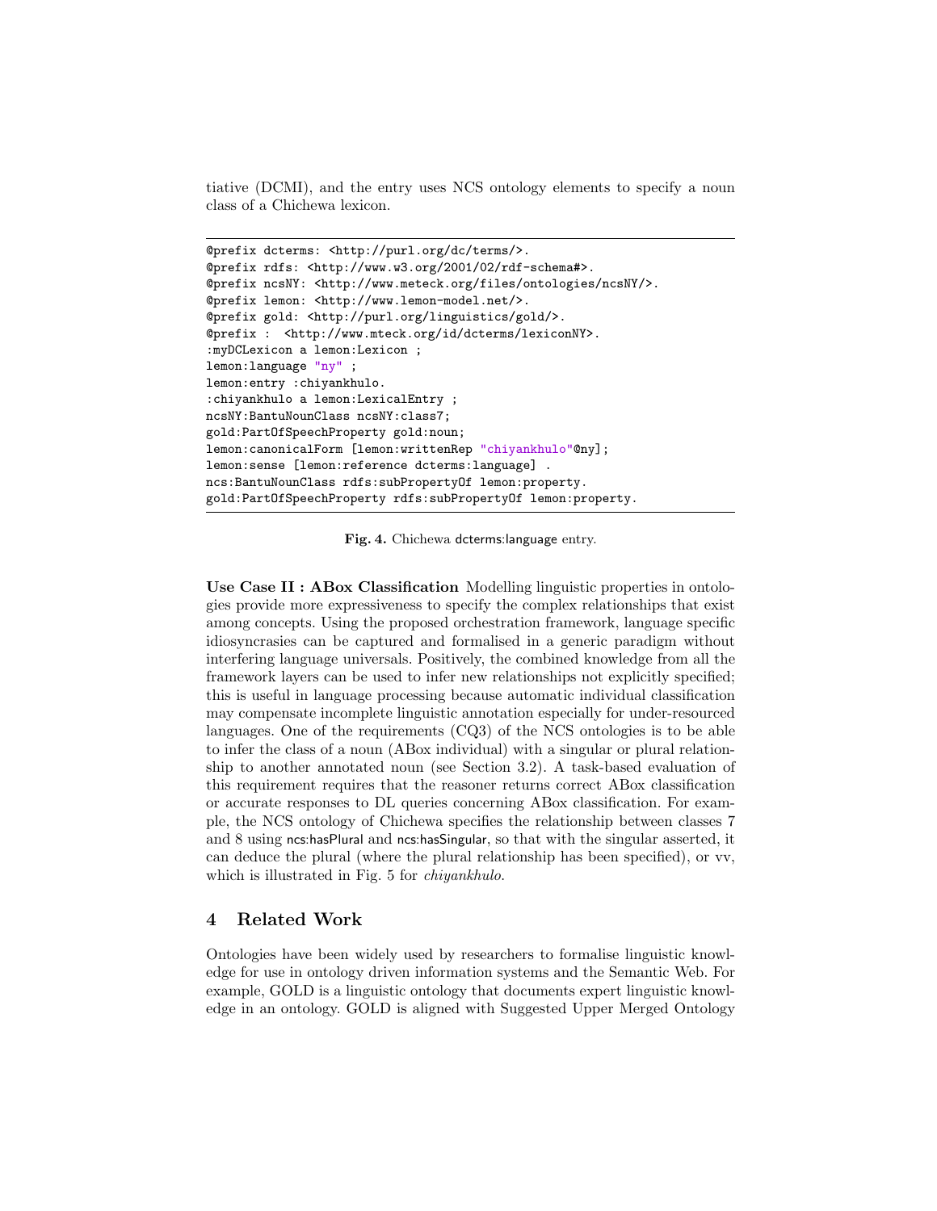tiative (DCMI), and the entry uses NCS ontology elements to specify a noun class of a Chichewa lexicon.

```
@prefix dcterms: <http://purl.org/dc/terms/>.
@prefix rdfs: <http://www.w3.org/2001/02/rdf-schema#>.
@prefix ncsNY: <http://www.meteck.org/files/ontologies/ncsNY/>.
@prefix lemon: <http://www.lemon-model.net/>.
@prefix gold: <http://purl.org/linguistics/gold/>.
@prefix :  <http://www.mteck.org/id/dcterms/lexiconNY>.
:myDCLexicon a lemon:Lexicon ;
lemon:language "ny" ;
lemon:entry :chiyankhulo.
:chiyankhulo a lemon:LexicalEntry ;
ncsNY:BantuNounClass ncsNY:class7;
gold:PartOfSpeechProperty gold:noun;
lemon:canonicalForm [lemon:writtenRep "chiyankhulo"@ny];
lemon:sense [lemon:reference dcterms:language] .
ncs:BantuNounClass rdfs:subPropertyOf lemon:property.
gold:PartOfSpeechProperty rdfs:subPropertyOf lemon:property.
```

**Fig. 4.** Chichewa dcterms:language entry.

**Use Case II : ABox Classification** Modelling linguistic properties in ontologies provide more expressiveness to specify the complex relationships that exist among concepts. Using the proposed orchestration framework, language specific idiosyncrasies can be captured and formalised in a generic paradigm without interfering language universals. Positively, the combined knowledge from all the framework layers can be used to infer new relationships not explicitly specified; this is useful in language processing because automatic individual classification may compensate incomplete linguistic annotation especially for under-resourced languages. One of the requirements (CQ3) of the NCS ontologies is to be able to infer the class of a noun (ABox individual) with a singular or plural relationship to another annotated noun (see Section 3.2). A task-based evaluation of this requirement requires that the reasoner returns correct ABox classification or accurate responses to DL queries concerning ABox classification. For example, the NCS ontology of Chichewa specifies the relationship between classes 7 and 8 using ncs:hasPlural and ncs:hasSingular, so that with the singular asserted, it can deduce the plural (where the plural relationship has been specified), or vv, which is illustrated in Fig. 5 for *chiyankhulo*.

## 4 Related Work

Ontologies have been widely used by researchers to formalise linguistic knowledge for use in ontology driven information systems and the Semantic Web. For example, GOLD is a linguistic ontology that documents expert linguistic knowledge in an ontology. GOLD is aligned with Suggested Upper Merged Ontology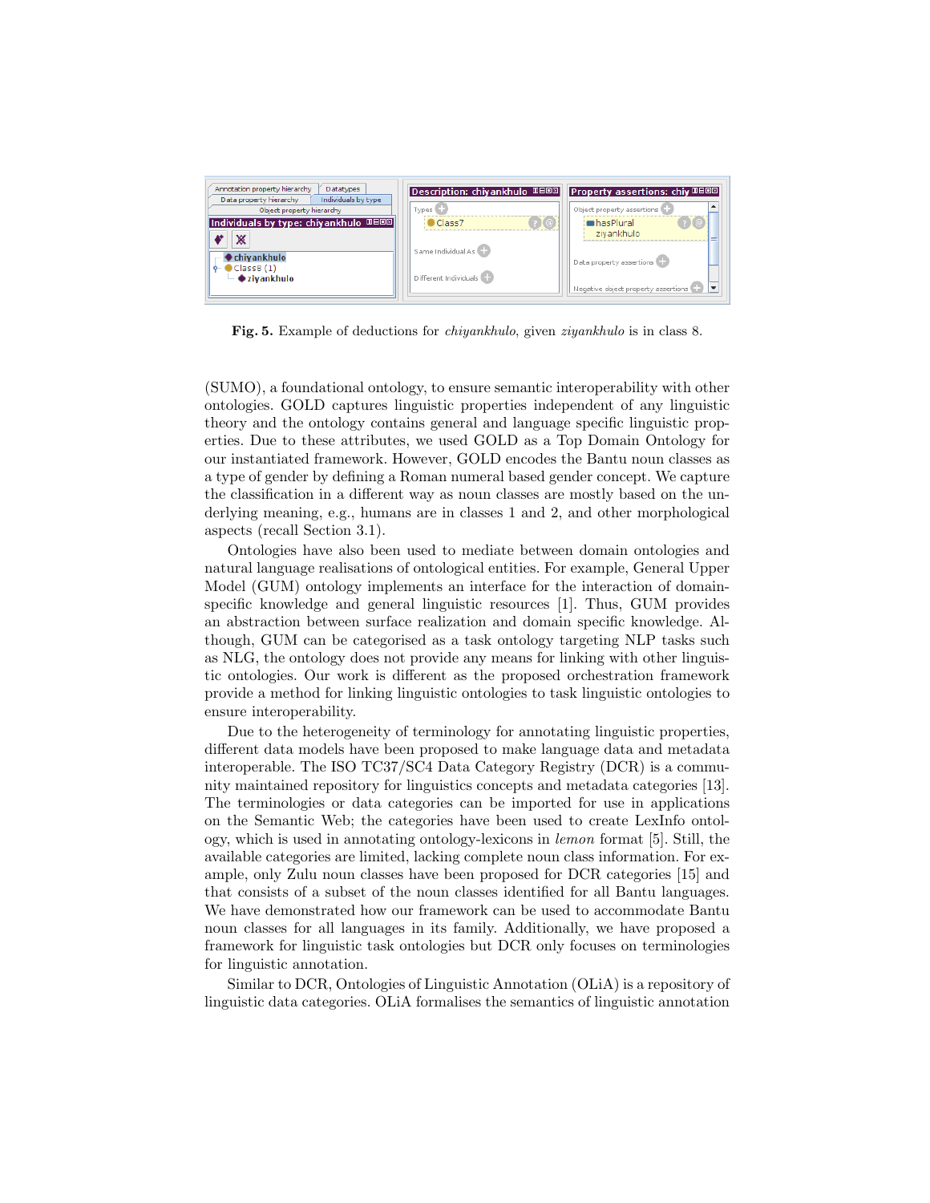**Fig. 5.** Example of deductions for *chiyankhulo*, given *ziyankhulo* is in class 8.

(SUMO), a foundational ontology, to ensure semantic interoperability with other ontologies. GOLD captures linguistic properties independent of any linguistic theory and the ontology contains general and language specific linguistic properties. Due to these attributes, we used GOLD as a Top Domain Ontology for our instantiated framework. However, GOLD encodes the Bantu noun classes as a type of gender by defining a Roman numeral based gender concept. We capture the classification in a different way as noun classes are mostly based on the underlying meaning, e.g., humans are in classes 1 and 2, and other morphological aspects (recall Section 3.1).

Ontologies have also been used to mediate between domain ontologies and natural language realisations of ontological entities. For example, General Upper Model (GUM) ontology implements an interface for the interaction of domain-specific knowledge and general linguistic resources [1]. Thus, GUM provides an abstraction between surface realization and domain specific knowledge. Although, GUM can be categorised as a task ontology targeting NLP tasks such as NLG, the ontology does not provide any means for linking with other linguistic ontologies. Our work is different as the proposed orchestration framework provide a method for linking linguistic ontologies to task linguistic ontologies to ensure interoperability.

Due to the heterogeneity of terminology for annotating linguistic properties, different data models have been proposed to make language data and metadata interoperable. The ISO TC37/SC4 Data Category Registry (DCR) is a community maintained repository for linguistics concepts and metadata categories [13]. The terminologies or data categories can be imported for use in applications on the Semantic Web; the categories have been used to create LexInfo ontology, which is used in annotating ontology-lexicons in *lemon* format [5]. Still, the available categories are limited, lacking complete noun class information. For example, only Zulu noun classes have been proposed for DCR categories [15] and that consists of a subset of the noun classes identified for all Bantu languages. We have demonstrated how our framework can be used to accommodate Bantu noun classes for all languages in its family. Additionally, we have proposed a framework for linguistic task ontologies but DCR only focuses on terminologies for linguistic annotation.

Similar to DCR, Ontologies of Linguistic Annotation (OLiA) is a repository of linguistic data categories. OLiA formalises the semantics of linguistic annotation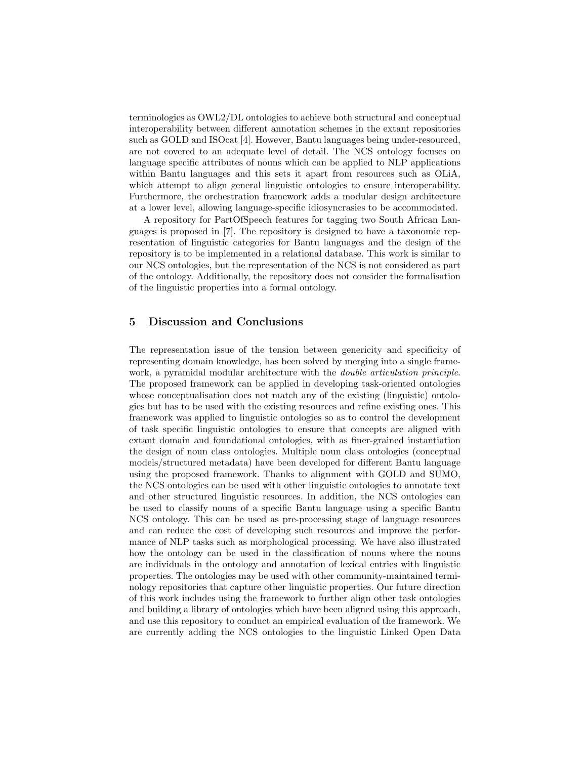terminologies as OWL2/DL ontologies to achieve both structural and conceptual interoperability between different annotation schemes in the extant repositories such as GOLD and ISOcat [4]. However, Bantu languages being under-resourced, are not covered to an adequate level of detail. The NCS ontology focuses on language specific attributes of nouns which can be applied to NLP applications within Bantu languages and this sets it apart from resources such as OLiA, which attempt to align general linguistic ontologies to ensure interoperability. Furthermore, the orchestration framework adds a modular design architecture at a lower level, allowing language-specific idiosyncrasies to be accommodated.

A repository for PartOfSpeech features for tagging two South African Languages is proposed in [7]. The repository is designed to have a taxonomic representation of linguistic categories for Bantu languages and the design of the repository is to be implemented in a relational database. This work is similar to our NCS ontologies, but the representation of the NCS is not considered as part of the ontology. Additionally, the repository does not consider the formalisation of the linguistic properties into a formal ontology.

## 5 Discussion and Conclusions

The representation issue of the tension between genericity and specificity of representing domain knowledge, has been solved by merging into a single framework, a pyramidal modular architecture with the *double articulation principle*. The proposed framework can be applied in developing task-oriented ontologies whose conceptualisation does not match any of the existing (linguistic) ontologies but has to be used with the existing resources and refine existing ones. This framework was applied to linguistic ontologies so as to control the development of task specific linguistic ontologies to ensure that concepts are aligned with extant domain and foundational ontologies, with as finer-grained instantiation the design of noun class ontologies. Multiple noun class ontologies (conceptual models/structured metadata) have been developed for different Bantu language using the proposed framework. Thanks to alignment with GOLD and SUMO, the NCS ontologies can be used with other linguistic ontologies to annotate text and other structured linguistic resources. In addition, the NCS ontologies can be used to classify nouns of a specific Bantu language using a specific Bantu NCS ontology. This can be used as pre-processing stage of language resources and can reduce the cost of developing such resources and improve the performance of NLP tasks such as morphological processing. We have also illustrated how the ontology can be used in the classification of nouns where the nouns are individuals in the ontology and annotation of lexical entries with linguistic properties. The ontologies may be used with other community-maintained terminology repositories that capture other linguistic properties. Our future direction of this work includes using the framework to further align other task ontologies and building a library of ontologies which have been aligned using this approach, and use this repository to conduct an empirical evaluation of the framework. We are currently adding the NCS ontologies to the linguistic Linked Open Data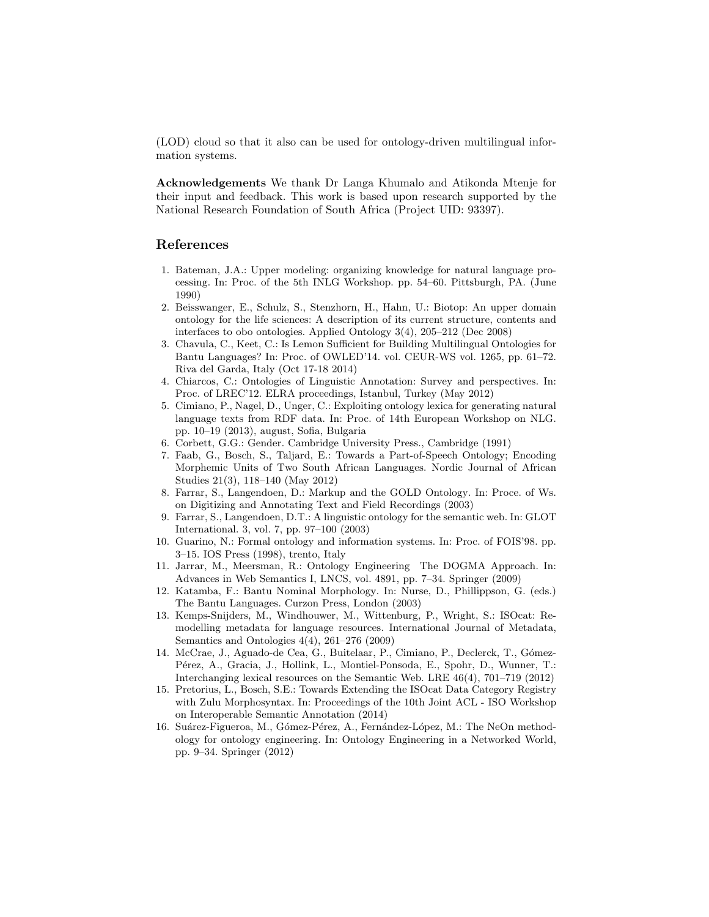(LOD) cloud so that it also can be used for ontology-driven multilingual information systems.

**Acknowledgements** We thank Dr Langa Khumalo and Atikonda Mtenje for their input and feedback. This work is based upon research supported by the National Research Foundation of South Africa (Project UID: 93397).

## References

1. Bateman, J.A.: Upper modeling: organizing knowledge for natural language processing. In: Proc. of the 5th INLG Workshop. pp. 54–60. Pittsburgh, PA. (June 1990)
2. Beisswanger, E., Schulz, S., Stenzhorn, H., Hahn, U.: Biotop: An upper domain ontology for the life sciences: A description of its current structure, contents and interfaces to obo ontologies. Applied Ontology 3(4), 205–212 (Dec 2008)
3. Chavula, C., Keet, C.: Is Lemon Sufficient for Building Multilingual Ontologies for Bantu Languages? In: Proc. of OWLED'14. vol. CEUR-WS vol. 1265, pp. 61–72. Riva del Garda, Italy (Oct 17-18 2014)
4. Chiarcos, C.: Ontologies of Linguistic Annotation: Survey and perspectives. In: Proc. of LREC'12. ELRA proceedings, Istanbul, Turkey (May 2012)
5. Cimiano, P., Nagel, D., Unger, C.: Exploiting ontology lexica for generating natural language texts from RDF data. In: Proc. of 14th European Workshop on NLG. pp. 10–19 (2013), august, Sofia, Bulgaria
6. Corbett, G.G.: Gender. Cambridge University Press., Cambridge (1991)
7. Faab, G., Bosch, S., Taljard, E.: Towards a Part-of-Speech Ontology; Encoding Morphemic Units of Two South African Languages. Nordic Journal of African Studies 21(3), 118–140 (May 2012)
8. Farrar, S., Langendoen, D.: Markup and the GOLD Ontology. In: Proce. of Ws. on Digitizing and Annotating Text and Field Recordings (2003)
9. Farrar, S., Langendoen, D.T.: A linguistic ontology for the semantic web. In: GLOT International. 3, vol. 7, pp. 97–100 (2003)
10. Guarino, N.: Formal ontology and information systems. In: Proc. of FOIS'98. pp. 3–15. IOS Press (1998), trento, Italy
11. Jarrar, M., Meersman, R.: Ontology Engineering The DOGMA Approach. In: Advances in Web Semantics I, LNCS, vol. 4891, pp. 7–34. Springer (2009)
12. Katamba, F.: Bantu Nominal Morphology. In: Nurse, D., Phillippson, G. (eds.) The Bantu Languages. Curzon Press, London (2003)
13. Kemps-Snijders, M., Windhouwer, M., Wittenburg, P., Wright, S.: ISOcat: Remodelling metadata for language resources. International Journal of Metadata, Semantics and Ontologies 4(4), 261–276 (2009)
14. McCrae, J., Aguado-de Cea, G., Buitelaar, P., Cimiano, P., Declerck, T., Gómez-Pérez, A., Gracia, J., Hollink, L., Montiel-Ponsoda, E., Spohr, D., Wunner, T.: Interchanging lexical resources on the Semantic Web. LRE 46(4), 701–719 (2012)
15. Pretorius, L., Bosch, S.E.: Towards Extending the ISOcat Data Category Registry with Zulu Morphosyntax. In: Proceedings of the 10th Joint ACL - ISO Workshop on Interoperable Semantic Annotation (2014)
16. Suárez-Figueroa, M., Gómez-Pérez, A., Fernández-López, M.: The NeOn methodology for ontology engineering. In: Ontology Engineering in a Networked World, pp. 9–34. Springer (2012)